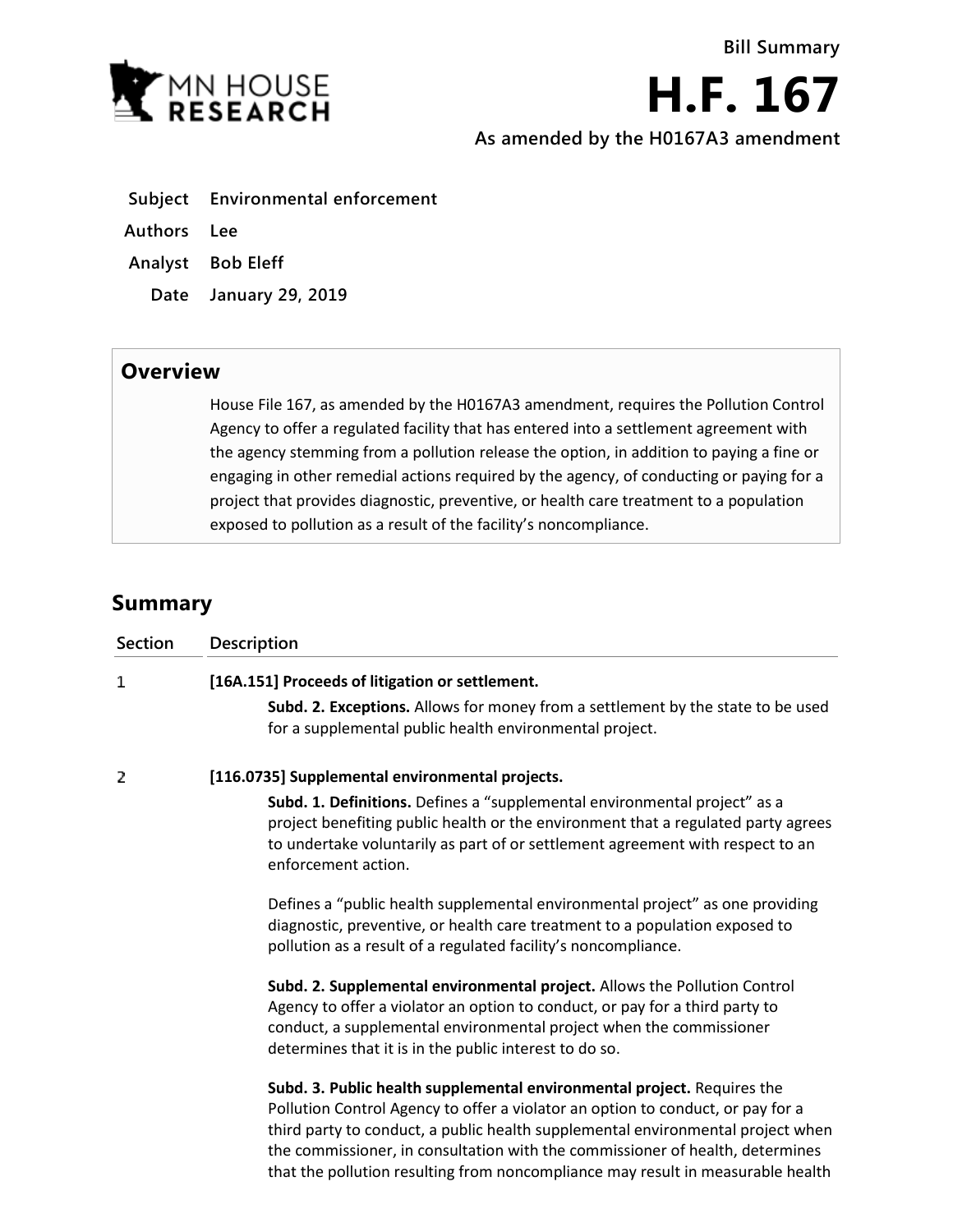Bill Summary

# H.F. 167

**As amended by the H0167A3 amendment**

| | |
|---|---|
| **Subject** | **Environmental enforcement** |
| **Authors** | **Lee** |
| **Analyst** | **Bob Eleff** |
| **Date** | **January 29, 2019** |

## Overview

House File 167, as amended by the H0167A3 amendment, requires the Pollution Control Agency to offer a regulated facility that has entered into a settlement agreement with the agency stemming from a pollution release the option, in addition to paying a fine or engaging in other remedial actions required by the agency, of conducting or paying for a project that provides diagnostic, preventive, or health care treatment to a population exposed to pollution as a result of the facility's noncompliance.

## Summary

| Section | Description |
|---|---|
| 1 | **[16A.151] Proceeds of litigation or settlement.**<br>**Subd. 2. Exceptions.** Allows for money from a settlement by the state to be used for a supplemental public health environmental project. |
| 2 | **[116.0735] Supplemental environmental projects.**<br>**Subd. 1. Definitions.** Defines a "supplemental environmental project" as a project benefiting public health or the environment that a regulated party agrees to undertake voluntarily as part of or settlement agreement with respect to an enforcement action.<br><br>Defines a "public health supplemental environmental project" as one providing diagnostic, preventive, or health care treatment to a population exposed to pollution as a result of a regulated facility's noncompliance.<br><br>**Subd. 2. Supplemental environmental project.** Allows the Pollution Control Agency to offer a violator an option to conduct, or pay for a third party to conduct, a supplemental environmental project when the commissioner determines that it is in the public interest to do so.<br><br>**Subd. 3. Public health supplemental environmental project.** Requires the Pollution Control Agency to offer a violator an option to conduct, or pay for a third party to conduct, a public health supplemental environmental project when the commissioner, in consultation with the commissioner of health, determines that the pollution resulting from noncompliance may result in measurable health |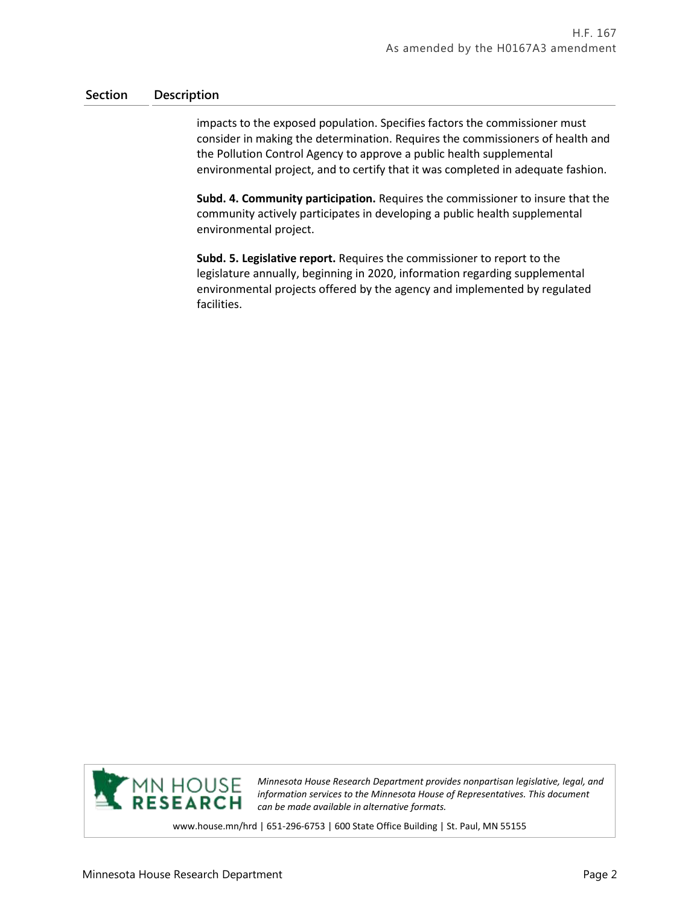| Section | Description |
|---|---|
| | impacts to the exposed population. Specifies factors the commissioner must consider in making the determination. Requires the commissioners of health and the Pollution Control Agency to approve a public health supplemental environmental project, and to certify that it was completed in adequate fashion. |
| | **Subd. 4. Community participation.** Requires the commissioner to insure that the community actively participates in developing a public health supplemental environmental project. |
| | **Subd. 5. Legislative report.** Requires the commissioner to report to the legislature annually, beginning in 2020, information regarding supplemental environmental projects offered by the agency and implemented by regulated facilities. |

MN HOUSE RESEARCH

*Minnesota House Research Department provides nonpartisan legislative, legal, and information services to the Minnesota House of Representatives. This document can be made available in alternative formats.*

www.house.mn/hrd | 651-296-6753 | 600 State Office Building | St. Paul, MN 55155